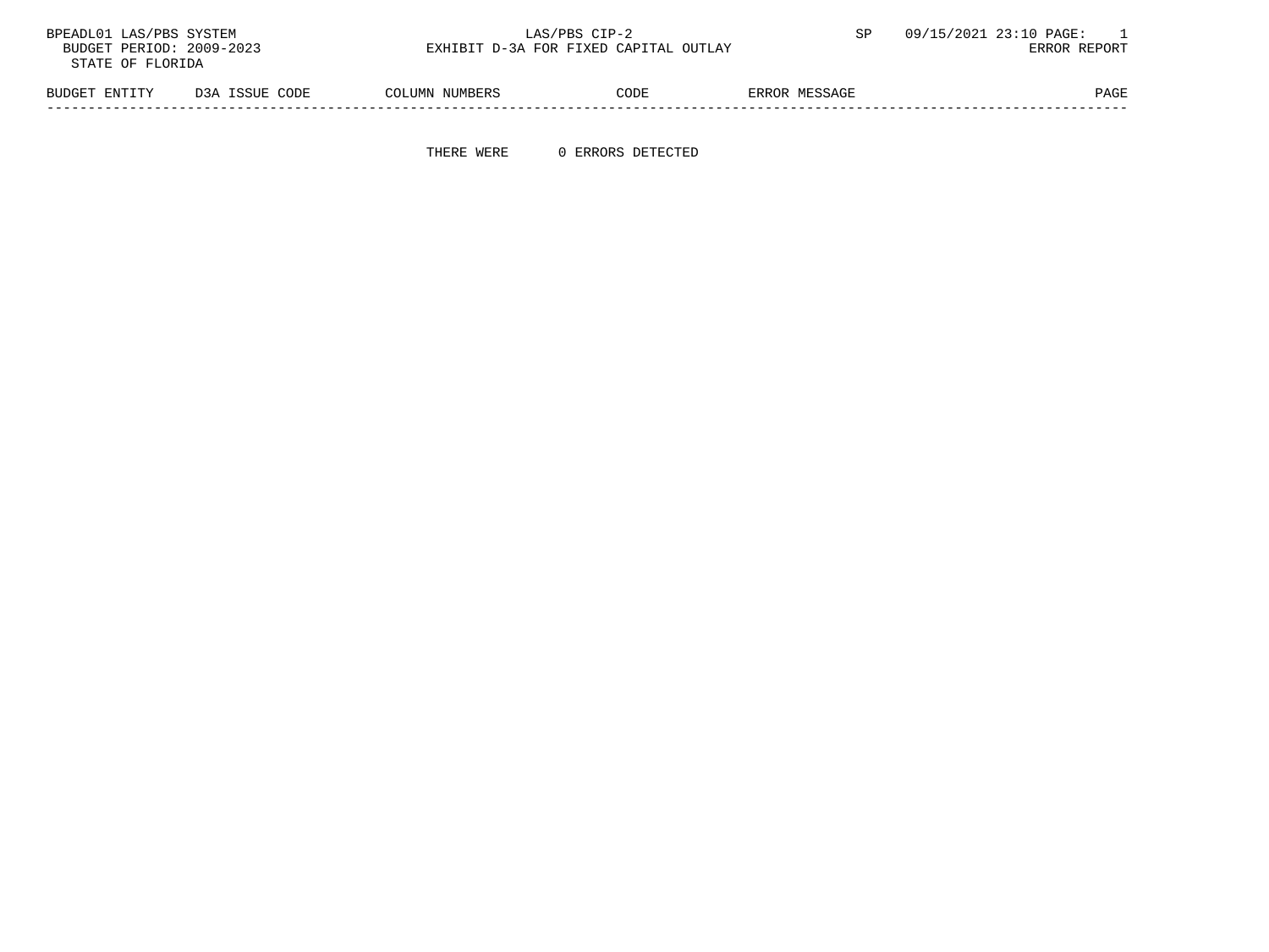BPEADL01 LAS/PBS SYSTEM LAS/PBS CIP-2 SP 09/15/2021 23:10 PAGE: 1
BUDGET PERIOD: 2009-2023 EXHIBIT D-3A FOR FIXED CAPITAL OUTLAY ERROR REPORT
STATE OF FLORIDA

| BUDGET ENTITY | D3A ISSUE CODE | COLUMN NUMBERS | CODE | ERROR MESSAGE | PAGE |
|---|---|---|---|---|---|

THERE WERE 0 ERRORS DETECTED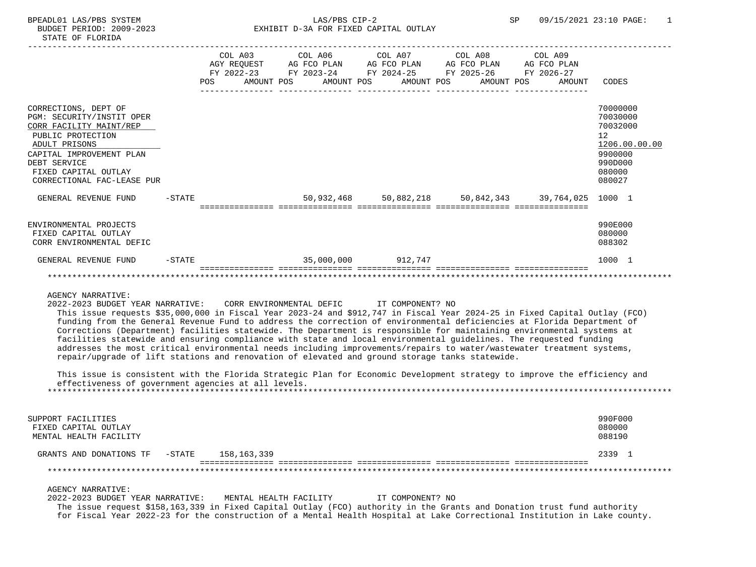BPEADL01 LAS/PBS SYSTEM
BUDGET PERIOD: 2009-2023
STATE OF FLORIDA

LAS/PBS CIP-2
EXHIBIT D-3A FOR FIXED CAPITAL OUTLAY

SP 09/15/2021 23:10

| | COL A03 AGY REQUEST FY 2022-23 POS AMOUNT | COL A06 AG FCO PLAN FY 2023-24 POS AMOUNT | COL A07 AG FCO PLAN FY 2024-25 POS AMOUNT | COL A08 AG FCO PLAN FY 2025-26 POS AMOUNT | COL A09 AG FCO PLAN FY 2026-27 POS AMOUNT | CODES |
|---|---|---|---|---|---|---|
| CORRECTIONS, DEPT OF | | | | | | 70000000 |
| PGM: SECURITY/INSTIT OPER | | | | | | 70030000 |
| CORR FACILITY MAINT/REP | | | | | | 70032000 |
| PUBLIC PROTECTION | | | | | | 12 |
| ADULT PRISONS | | | | | | 1206.00.00.00 |
| CAPITAL IMPROVEMENT PLAN | | | | | | 9900000 |
| DEBT SERVICE | | | | | | 990D000 |
| FIXED CAPITAL OUTLAY | | | | | | 080000 |
| CORRECTIONAL FAC-LEASE PUR | | | | | | 080027 |
| GENERAL REVENUE FUND -STATE | | 50,932,468 | 50,882,218 | 50,842,343 | 39,764,025 | 1000 1 |
| ENVIRONMENTAL PROJECTS | | | | | | 990E000 |
| FIXED CAPITAL OUTLAY | | | | | | 080000 |
| CORR ENVIRONMENTAL DEFIC | | | | | | 088302 |
| GENERAL REVENUE FUND -STATE | | 35,000,000 | 912,747 | | | 1000 1 |

AGENCY NARRATIVE:
2022-2023 BUDGET YEAR NARRATIVE: CORR ENVIRONMENTAL DEFIC IT COMPONENT? NO

This issue requests $35,000,000 in Fiscal Year 2023-24 and $912,747 in Fiscal Year 2024-25 in Fixed Capital Outlay (FCO) funding from the General Revenue Fund to address the correction of environmental deficiencies at Florida Department of Corrections (Department) facilities statewide. The Department is responsible for maintaining environmental systems at facilities statewide and ensuring compliance with state and local environmental guidelines. The requested funding addresses the most critical environmental needs including improvements/repairs to water/wastewater treatment systems, repair/upgrade of lift stations and renovation of elevated and ground storage tanks statewide.

This issue is consistent with the Florida Strategic Plan for Economic Development strategy to improve the efficiency and effectiveness of government agencies at all levels.

| | COL A03 | COL A06 | COL A07 | COL A08 | COL A09 | CODES |
|---|---|---|---|---|---|---|
| SUPPORT FACILITIES | | | | | | 990F000 |
| FIXED CAPITAL OUTLAY | | | | | | 080000 |
| MENTAL HEALTH FACILITY | | | | | | 088190 |
| GRANTS AND DONATIONS TF -STATE | 158,163,339 | | | | | 2339 1 |

AGENCY NARRATIVE:
2022-2023 BUDGET YEAR NARRATIVE: MENTAL HEALTH FACILITY IT COMPONENT? NO

The issue request $158,163,339 in Fixed Capital Outlay (FCO) authority in the Grants and Donation trust fund authority for Fiscal Year 2022-23 for the construction of a Mental Health Hospital at Lake Correctional Institution in Lake county.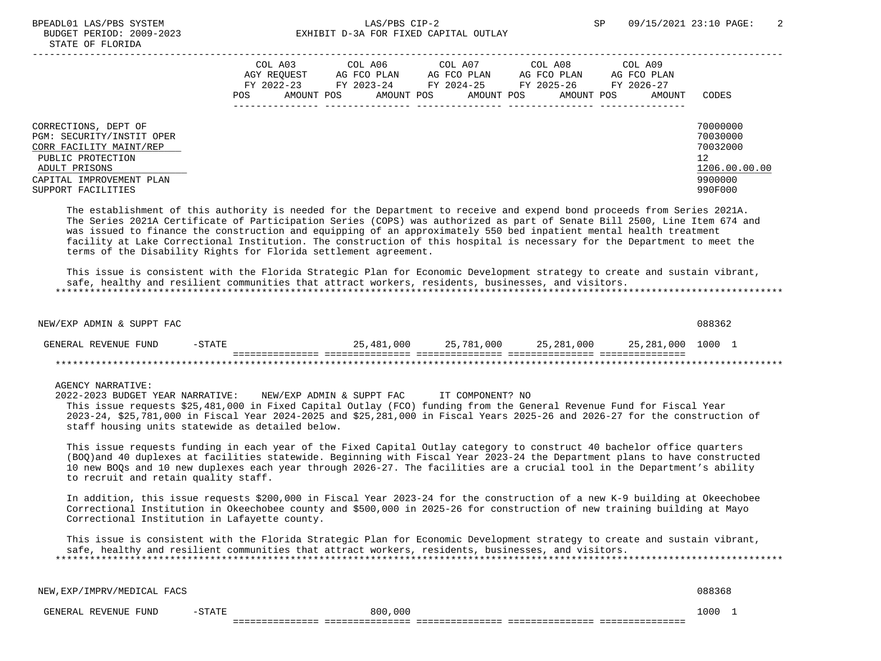| | COL A03 AGY REQUEST FY 2022-23 POS AMOUNT | COL A06 AG FCO PLAN FY 2023-24 POS AMOUNT | COL A07 AG FCO PLAN FY 2024-25 POS AMOUNT | COL A08 AG FCO PLAN FY 2025-26 POS AMOUNT | COL A09 AG FCO PLAN FY 2026-27 POS AMOUNT | CODES |
|---|---|---|---|---|---|---|
| CORRECTIONS, DEPT OF | | | | | | 70000000 |
| PGM: SECURITY/INSTIT OPER | | | | | | 70030000 |
| CORR FACILITY MAINT/REP | | | | | | 70032000 |
| PUBLIC PROTECTION | | | | | | 12 |
| ADULT PRISONS | | | | | | 1206.00.00.00 |
| CAPITAL IMPROVEMENT PLAN | | | | | | 9900000 |
| SUPPORT FACILITIES | | | | | | 990F000 |

The establishment of this authority is needed for the Department to receive and expend bond proceeds from Series 2021A. The Series 2021A Certificate of Participation Series (COPS) was authorized as part of Senate Bill 2500, Line Item 674 and was issued to finance the construction and equipping of an approximately 550 bed inpatient mental health treatment facility at Lake Correctional Institution. The construction of this hospital is necessary for the Department to meet the terms of the Disability Rights for Florida settlement agreement.

This issue is consistent with the Florida Strategic Plan for Economic Development strategy to create and sustain vibrant, safe, healthy and resilient communities that attract workers, residents, businesses, and visitors.

*******************************************************************************************************************************

NEW/EXP ADMIN & SUPPT FAC — 088362

| | COL A03 | COL A06 | COL A07 | COL A08 | COL A09 | CODES |
|---|---|---|---|---|---|---|
| GENERAL REVENUE FUND -STATE | | 25,481,000 | 25,781,000 | 25,281,000 | 25,281,000 | 1000 1 |

*******************************************************************************************************************************

AGENCY NARRATIVE:

2022-2023 BUDGET YEAR NARRATIVE: NEW/EXP ADMIN & SUPPT FAC IT COMPONENT? NO

This issue requests $25,481,000 in Fixed Capital Outlay (FCO) funding from the General Revenue Fund for Fiscal Year 2023-24, $25,781,000 in Fiscal Year 2024-2025 and $25,281,000 in Fiscal Years 2025-26 and 2026-27 for the construction of staff housing units statewide as detailed below.

This issue requests funding in each year of the Fixed Capital Outlay category to construct 40 bachelor office quarters (BOQ)and 40 duplexes at facilities statewide. Beginning with Fiscal Year 2023-24 the Department plans to have constructed 10 new BOQs and 10 new duplexes each year through 2026-27. The facilities are a crucial tool in the Department's ability to recruit and retain quality staff.

In addition, this issue requests $200,000 in Fiscal Year 2023-24 for the construction of a new K-9 building at Okeechobee Correctional Institution in Okeechobee county and $500,000 in 2025-26 for construction of new training building at Mayo Correctional Institution in Lafayette county.

This issue is consistent with the Florida Strategic Plan for Economic Development strategy to create and sustain vibrant, safe, healthy and resilient communities that attract workers, residents, businesses, and visitors.

*******************************************************************************************************************************

NEW,EXP/IMPRV/MEDICAL FACS — 088368

| | COL A03 | COL A06 | COL A07 | COL A08 | COL A09 | CODES |
|---|---|---|---|---|---|---|
| GENERAL REVENUE FUND -STATE | | 800,000 | | | | 1000 1 |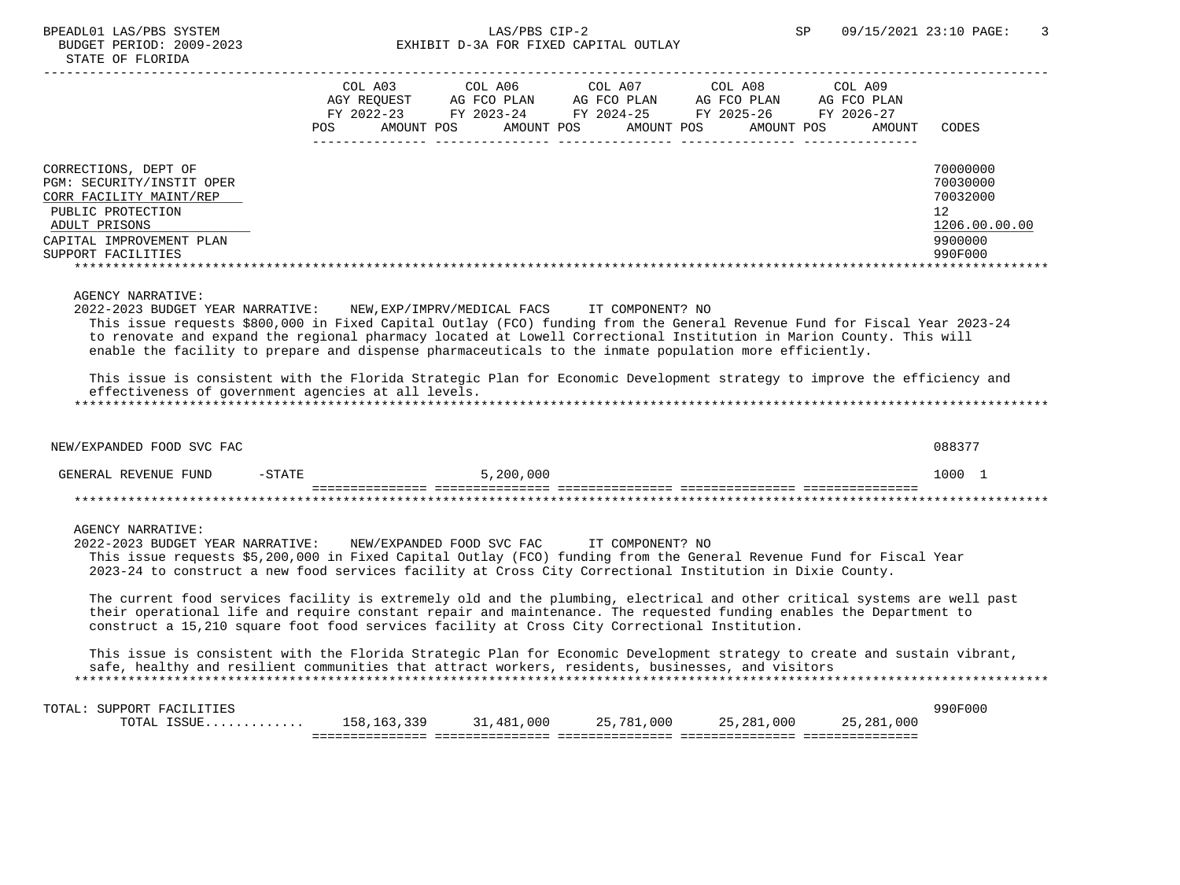| | COL A03 AGY REQUEST FY 2022-23 | | COL A06 AG FCO PLAN FY 2023-24 | | COL A07 AG FCO PLAN FY 2024-25 | | COL A08 AG FCO PLAN FY 2025-26 | | COL A09 AG FCO PLAN FY 2026-27 | | |
|---|---|---|---|---|---|---|---|---|---|---|---|
| | POS | AMOUNT | POS | AMOUNT | POS | AMOUNT | POS | AMOUNT | POS | AMOUNT | CODES |
| CORRECTIONS, DEPT OF | | | | | | | | | | | 70000000 |
| PGM: SECURITY/INSTIT OPER | | | | | | | | | | | 70030000 |
| CORR FACILITY MAINT/REP | | | | | | | | | | | 70032000 |
| PUBLIC PROTECTION | | | | | | | | | | | 12 |
| ADULT PRISONS | | | | | | | | | | | 1206.00.00.00 |
| CAPITAL IMPROVEMENT PLAN | | | | | | | | | | | 9900000 |
| SUPPORT FACILITIES | | | | | | | | | | | 990F000 |

AGENCY NARRATIVE:

2022-2023 BUDGET YEAR NARRATIVE: NEW,EXP/IMPRV/MEDICAL FACS IT COMPONENT? NO

This issue requests $800,000 in Fixed Capital Outlay (FCO) funding from the General Revenue Fund for Fiscal Year 2023-24 to renovate and expand the regional pharmacy located at Lowell Correctional Institution in Marion County. This will enable the facility to prepare and dispense pharmaceuticals to the inmate population more efficiently.

This issue is consistent with the Florida Strategic Plan for Economic Development strategy to improve the efficiency and effectiveness of government agencies at all levels.

| | COL A03 | COL A06 | COL A07 | COL A08 | COL A09 | CODES |
|---|---|---|---|---|---|---|
| NEW/EXPANDED FOOD SVC FAC | | | | | | 088377 |
| GENERAL REVENUE FUND -STATE | | 5,200,000 | | | | 1000 1 |

AGENCY NARRATIVE:

2022-2023 BUDGET YEAR NARRATIVE: NEW/EXPANDED FOOD SVC FAC IT COMPONENT? NO

This issue requests $5,200,000 in Fixed Capital Outlay (FCO) funding from the General Revenue Fund for Fiscal Year 2023-24 to construct a new food services facility at Cross City Correctional Institution in Dixie County.

The current food services facility is extremely old and the plumbing, electrical and other critical systems are well past their operational life and require constant repair and maintenance. The requested funding enables the Department to construct a 15,210 square foot food services facility at Cross City Correctional Institution.

This issue is consistent with the Florida Strategic Plan for Economic Development strategy to create and sustain vibrant, safe, healthy and resilient communities that attract workers, residents, businesses, and visitors

| | COL A03 | COL A06 | COL A07 | COL A08 | COL A09 | CODES |
|---|---|---|---|---|---|---|
| TOTAL: SUPPORT FACILITIES | | | | | | 990F000 |
| TOTAL ISSUE............. | 158,163,339 | 31,481,000 | 25,781,000 | 25,281,000 | 25,281,000 | |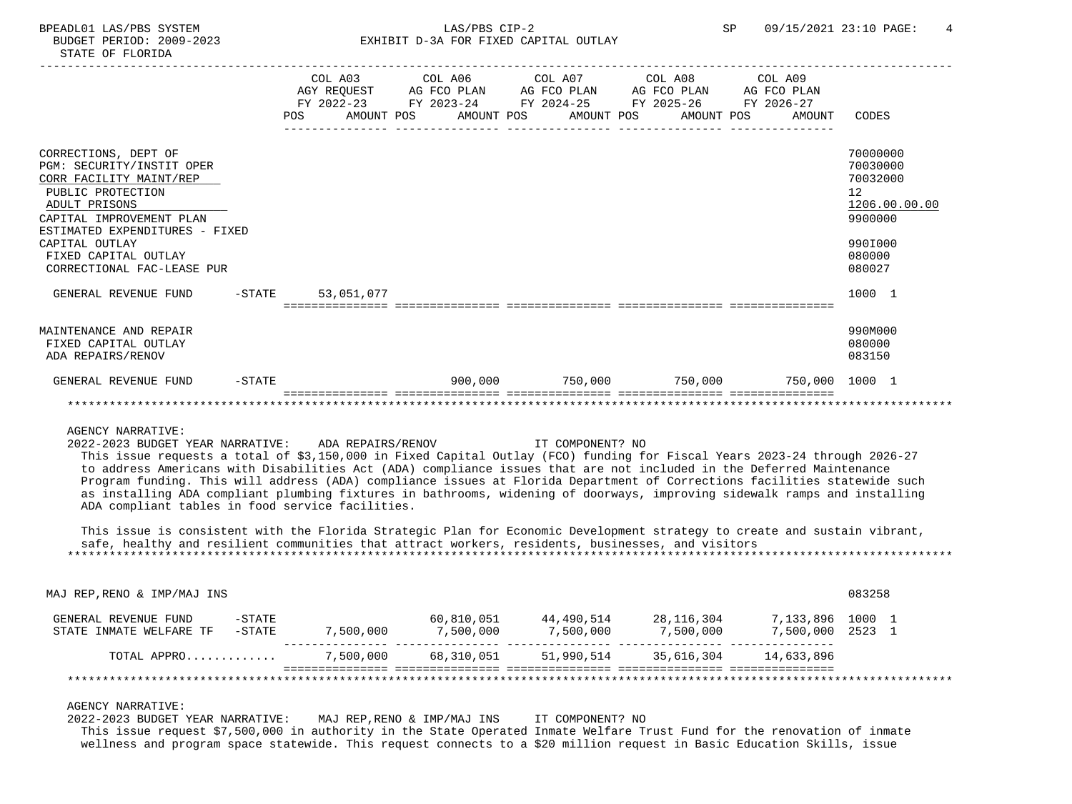BPEADL01 LAS/PBS SYSTEM
BUDGET PERIOD: 2009-2023
STATE OF FLORIDA

LAS/PBS CIP-2
EXHIBIT D-3A FOR FIXED CAPITAL OUTLAY

SP 09/15/2021 23:10

| | COL A03 AGY REQUEST FY 2022-23 AMOUNT | COL A06 AG FCO PLAN FY 2023-24 AMOUNT | COL A07 AG FCO PLAN FY 2024-25 AMOUNT | COL A08 AG FCO PLAN FY 2025-26 AMOUNT | COL A09 AG FCO PLAN FY 2026-27 AMOUNT | CODES |
|---|---|---|---|---|---|---|
| CORRECTIONS, DEPT OF | | | | | | 70000000 |
| PGM: SECURITY/INSTIT OPER | | | | | | 70030000 |
| CORR FACILITY MAINT/REP | | | | | | 70032000 |
| PUBLIC PROTECTION | | | | | | 12 |
| ADULT PRISONS | | | | | | 1206.00.00.00 |
| CAPITAL IMPROVEMENT PLAN | | | | | | 9900000 |
| ESTIMATED EXPENDITURES - FIXED CAPITAL OUTLAY | | | | | | 990I000 |
| FIXED CAPITAL OUTLAY | | | | | | 080000 |
| CORRECTIONAL FAC-LEASE PUR | | | | | | 080027 |
| GENERAL REVENUE FUND -STATE | 53,051,077 | | | | | 1000 1 |
| MAINTENANCE AND REPAIR | | | | | | 990M000 |
| FIXED CAPITAL OUTLAY | | | | | | 080000 |
| ADA REPAIRS/RENOV | | | | | | 083150 |
| GENERAL REVENUE FUND -STATE | | 900,000 | 750,000 | 750,000 | 750,000 | 1000 1 |

AGENCY NARRATIVE:
2022-2023 BUDGET YEAR NARRATIVE: ADA REPAIRS/RENOV IT COMPONENT? NO

This issue requests a total of $3,150,000 in Fixed Capital Outlay (FCO) funding for Fiscal Years 2023-24 through 2026-27 to address Americans with Disabilities Act (ADA) compliance issues that are not included in the Deferred Maintenance Program funding. This will address (ADA) compliance issues at Florida Department of Corrections facilities statewide such as installing ADA compliant plumbing fixtures in bathrooms, widening of doorways, improving sidewalk ramps and installing ADA compliant tables in food service facilities.

This issue is consistent with the Florida Strategic Plan for Economic Development strategy to create and sustain vibrant, safe, healthy and resilient communities that attract workers, residents, businesses, and visitors

| | COL A03 | COL A06 | COL A07 | COL A08 | COL A09 | CODES |
|---|---|---|---|---|---|---|
| MAJ REP,RENO & IMP/MAJ INS | | | | | | 083258 |
| GENERAL REVENUE FUND -STATE | | 60,810,051 | 44,490,514 | 28,116,304 | 7,133,896 | 1000 1 |
| STATE INMATE WELFARE TF -STATE | 7,500,000 | 7,500,000 | 7,500,000 | 7,500,000 | 7,500,000 | 2523 1 |
| TOTAL APPRO............ | 7,500,000 | 68,310,051 | 51,990,514 | 35,616,304 | 14,633,896 | |

AGENCY NARRATIVE:
2022-2023 BUDGET YEAR NARRATIVE: MAJ REP,RENO & IMP/MAJ INS IT COMPONENT? NO

This issue request $7,500,000 in authority in the State Operated Inmate Welfare Trust Fund for the renovation of inmate wellness and program space statewide. This request connects to a $20 million request in Basic Education Skills, issue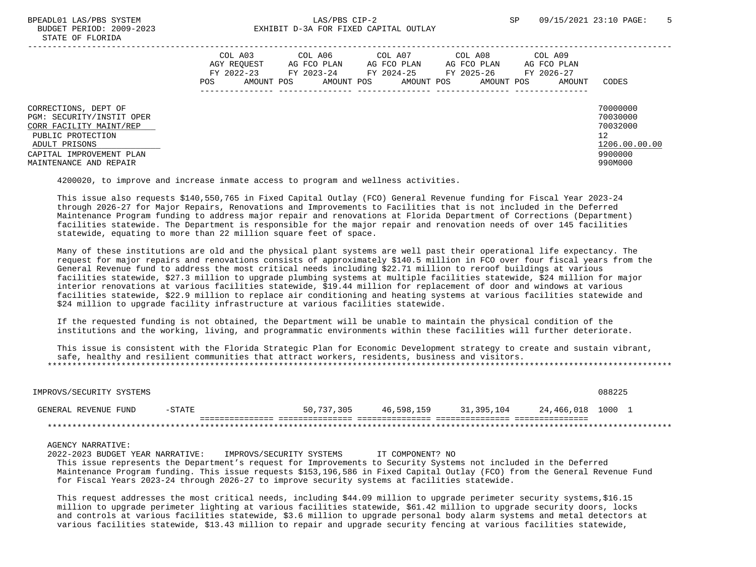| | COL A03 AGY REQUEST FY 2022-23 POS AMOUNT | COL A06 AG FCO PLAN FY 2023-24 POS AMOUNT | COL A07 AG FCO PLAN FY 2024-25 POS AMOUNT | COL A08 AG FCO PLAN FY 2025-26 POS AMOUNT | COL A09 AG FCO PLAN FY 2026-27 POS AMOUNT | CODES |
|---|---|---|---|---|---|---|
| CORRECTIONS, DEPT OF | | | | | | 70000000 |
| PGM: SECURITY/INSTIT OPER | | | | | | 70030000 |
| CORR FACILITY MAINT/REP | | | | | | 70032000 |
| PUBLIC PROTECTION | | | | | | 12 |
| ADULT PRISONS | | | | | | 1206.00.00.00 |
| CAPITAL IMPROVEMENT PLAN | | | | | | 9900000 |
| MAINTENANCE AND REPAIR | | | | | | 990M000 |

4200020, to improve and increase inmate access to program and wellness activities.

This issue also requests $140,550,765 in Fixed Capital Outlay (FCO) General Revenue funding for Fiscal Year 2023-24 through 2026-27 for Major Repairs, Renovations and Improvements to Facilities that is not included in the Deferred Maintenance Program funding to address major repair and renovations at Florida Department of Corrections (Department) facilities statewide. The Department is responsible for the major repair and renovation needs of over 145 facilities statewide, equating to more than 22 million square feet of space.

Many of these institutions are old and the physical plant systems are well past their operational life expectancy. The request for major repairs and renovations consists of approximately $140.5 million in FCO over four fiscal years from the General Revenue fund to address the most critical needs including $22.71 million to reroof buildings at various facilities statewide, $27.3 million to upgrade plumbing systems at multiple facilities statewide, $24 million for major interior renovations at various facilities statewide, $19.44 million for replacement of door and windows at various facilities statewide, $22.9 million to replace air conditioning and heating systems at various facilities statewide and $24 million to upgrade facility infrastructure at various facilities statewide.

If the requested funding is not obtained, the Department will be unable to maintain the physical condition of the institutions and the working, living, and programmatic environments within these facilities will further deteriorate.

This issue is consistent with the Florida Strategic Plan for Economic Development strategy to create and sustain vibrant, safe, healthy and resilient communities that attract workers, residents, business and visitors.

| | COL A03 | COL A06 | COL A07 | COL A08 | COL A09 | CODES |
|---|---|---|---|---|---|---|
| IMPROVS/SECURITY SYSTEMS | | | | | | 088225 |
| GENERAL REVENUE FUND -STATE | | 50,737,305 | 46,598,159 | 31,395,104 | 24,466,018 | 1000 1 |

AGENCY NARRATIVE:

2022-2023 BUDGET YEAR NARRATIVE: IMPROVS/SECURITY SYSTEMS IT COMPONENT? NO

This issue represents the Department's request for Improvements to Security Systems not included in the Deferred Maintenance Program funding. This issue requests $153,196,586 in Fixed Capital Outlay (FCO) from the General Revenue Fund for Fiscal Years 2023-24 through 2026-27 to improve security systems at facilities statewide.

This request addresses the most critical needs, including $44.09 million to upgrade perimeter security systems,$16.15 million to upgrade perimeter lighting at various facilities statewide, $61.42 million to upgrade security doors, locks and controls at various facilities statewide, $3.6 million to upgrade personal body alarm systems and metal detectors at various facilities statewide, $13.43 million to repair and upgrade security fencing at various facilities statewide,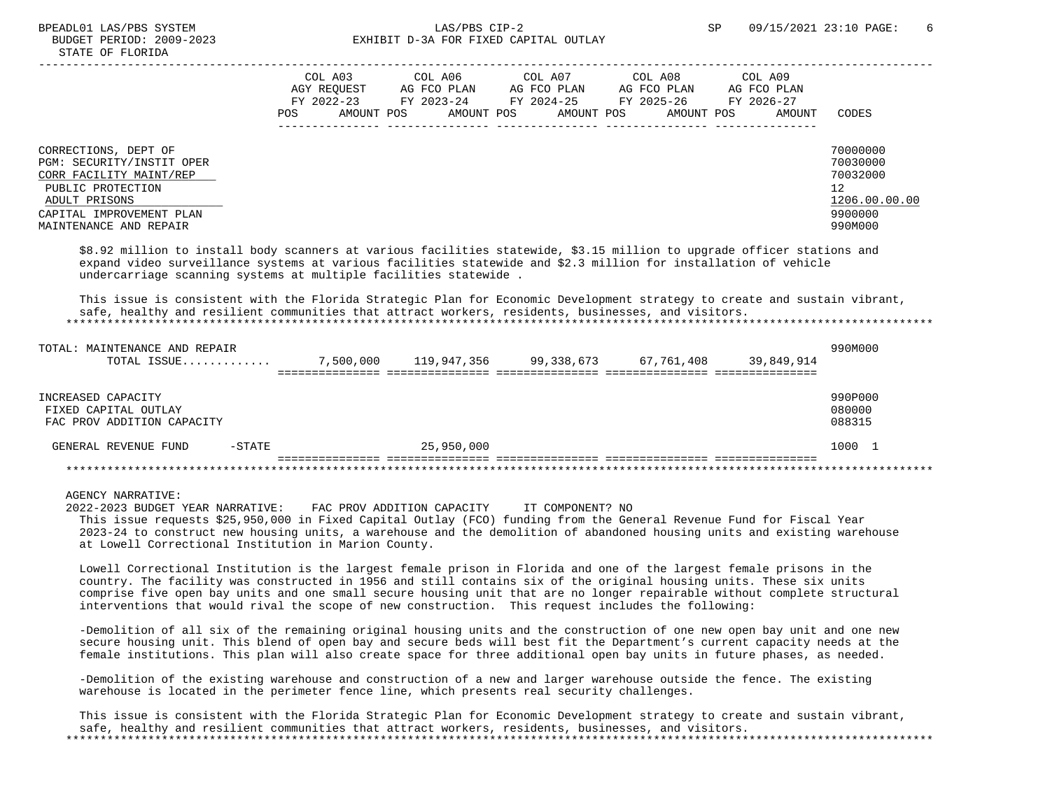| | COL A03 AGY REQUEST FY 2022-23 POS AMOUNT | COL A06 AG FCO PLAN FY 2023-24 POS AMOUNT | COL A07 AG FCO PLAN FY 2024-25 POS AMOUNT | COL A08 AG FCO PLAN FY 2025-26 POS AMOUNT | COL A09 AG FCO PLAN FY 2026-27 POS AMOUNT | CODES |
|---|---|---|---|---|---|---|
| CORRECTIONS, DEPT OF | | | | | | 70000000 |
| PGM: SECURITY/INSTIT OPER | | | | | | 70030000 |
| CORR FACILITY MAINT/REP | | | | | | 70032000 |
| PUBLIC PROTECTION | | | | | | 12 |
| ADULT PRISONS | | | | | | 1206.00.00.00 |
| CAPITAL IMPROVEMENT PLAN | | | | | | 9900000 |
| MAINTENANCE AND REPAIR | | | | | | 990M000 |

$8.92 million to install body scanners at various facilities statewide, $3.15 million to upgrade officer stations and expand video surveillance systems at various facilities statewide and $2.3 million for installation of vehicle undercarriage scanning systems at multiple facilities statewide .

This issue is consistent with the Florida Strategic Plan for Economic Development strategy to create and sustain vibrant, safe, healthy and resilient communities that attract workers, residents, businesses, and visitors.

| | COL A03 | COL A06 | COL A07 | COL A08 | COL A09 | CODES |
|---|---|---|---|---|---|---|
| TOTAL: MAINTENANCE AND REPAIR | | | | | | 990M000 |
| TOTAL ISSUE............ | 7,500,000 | 119,947,356 | 99,338,673 | 67,761,408 | 39,849,914 | |
| INCREASED CAPACITY | | | | | | 990P000 |
| FIXED CAPITAL OUTLAY | | | | | | 080000 |
| FAC PROV ADDITION CAPACITY | | | | | | 088315 |
| GENERAL REVENUE FUND -STATE | | 25,950,000 | | | | 1000 1 |

AGENCY NARRATIVE:

2022-2023 BUDGET YEAR NARRATIVE: FAC PROV ADDITION CAPACITY IT COMPONENT? NO

This issue requests $25,950,000 in Fixed Capital Outlay (FCO) funding from the General Revenue Fund for Fiscal Year 2023-24 to construct new housing units, a warehouse and the demolition of abandoned housing units and existing warehouse at Lowell Correctional Institution in Marion County.

Lowell Correctional Institution is the largest female prison in Florida and one of the largest female prisons in the country. The facility was constructed in 1956 and still contains six of the original housing units. These six units comprise five open bay units and one small secure housing unit that are no longer repairable without complete structural interventions that would rival the scope of new construction. This request includes the following:

-Demolition of all six of the remaining original housing units and the construction of one new open bay unit and one new secure housing unit. This blend of open bay and secure beds will best fit the Department's current capacity needs at the female institutions. This plan will also create space for three additional open bay units in future phases, as needed.

-Demolition of the existing warehouse and construction of a new and larger warehouse outside the fence. The existing warehouse is located in the perimeter fence line, which presents real security challenges.

This issue is consistent with the Florida Strategic Plan for Economic Development strategy to create and sustain vibrant, safe, healthy and resilient communities that attract workers, residents, businesses, and visitors.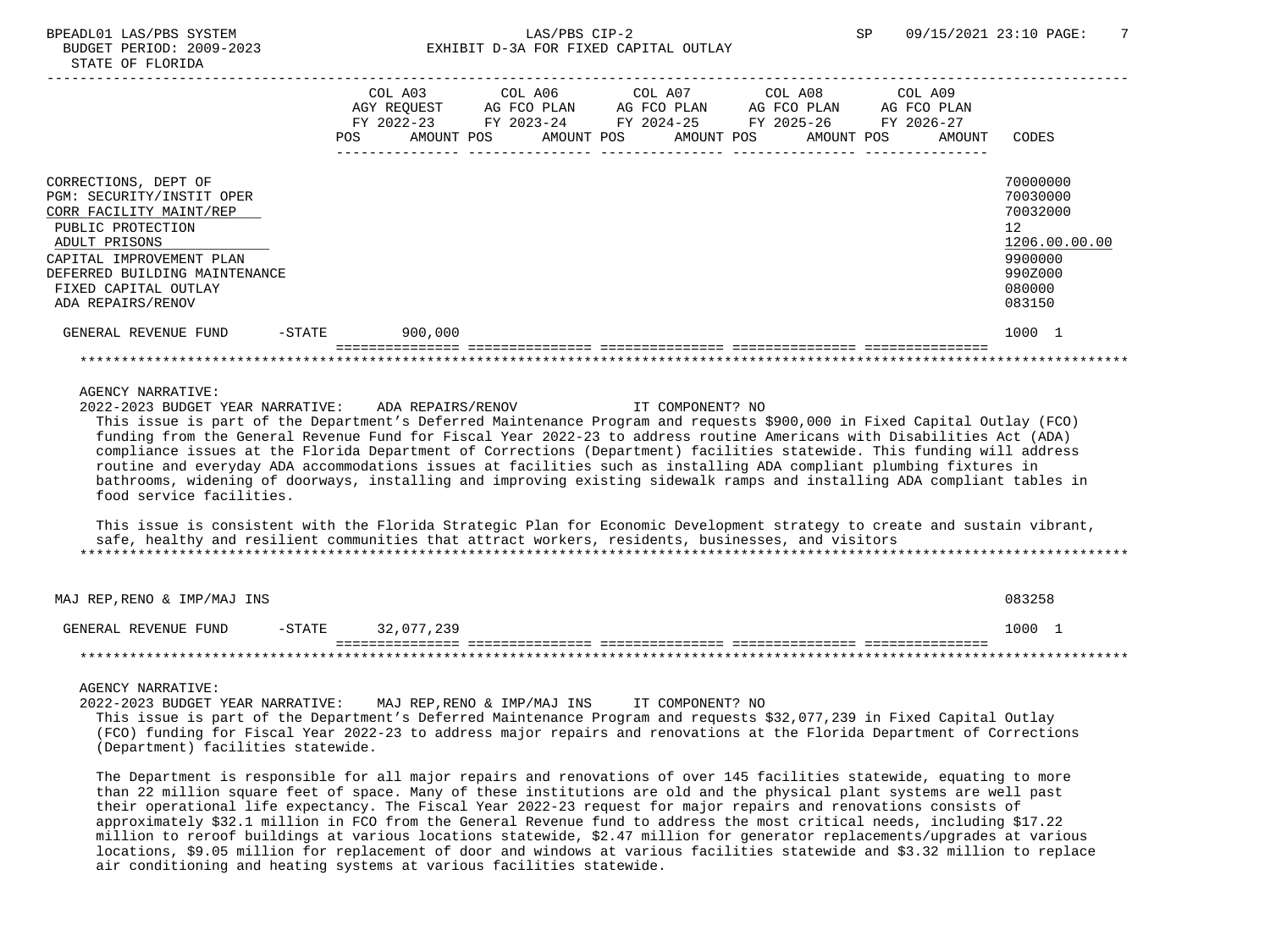BPEADL01 LAS/PBS SYSTEM | LAS/PBS CIP-2 | SP 09/15/2021 23:10

BUDGET PERIOD: 2009-2023 | EXHIBIT D-3A FOR FIXED CAPITAL OUTLAY

STATE OF FLORIDA

| | COL A03 AGY REQUEST FY 2022-23 POS AMOUNT | COL A06 AG FCO PLAN FY 2023-24 POS AMOUNT | COL A07 AG FCO PLAN FY 2024-25 POS AMOUNT | COL A08 AG FCO PLAN FY 2025-26 POS AMOUNT | COL A09 AG FCO PLAN FY 2026-27 POS AMOUNT | CODES |
|---|---|---|---|---|---|---|
| CORRECTIONS, DEPT OF | | | | | | 70000000 |
| PGM: SECURITY/INSTIT OPER | | | | | | 70030000 |
| CORR FACILITY MAINT/REP | | | | | | 70032000 |
| PUBLIC PROTECTION | | | | | | 12 |
| ADULT PRISONS | | | | | | 1206.00.00.00 |
| CAPITAL IMPROVEMENT PLAN | | | | | | 9900000 |
| DEFERRED BUILDING MAINTENANCE | | | | | | 990Z000 |
| FIXED CAPITAL OUTLAY | | | | | | 080000 |
| ADA REPAIRS/RENOV | | | | | | 083150 |
| GENERAL REVENUE FUND -STATE | 900,000 | | | | | 1000 1 |

AGENCY NARRATIVE:

2022-2023 BUDGET YEAR NARRATIVE: ADA REPAIRS/RENOV IT COMPONENT? NO

This issue is part of the Department's Deferred Maintenance Program and requests $900,000 in Fixed Capital Outlay (FCO) funding from the General Revenue Fund for Fiscal Year 2022-23 to address routine Americans with Disabilities Act (ADA) compliance issues at the Florida Department of Corrections (Department) facilities statewide. This funding will address routine and everyday ADA accommodations issues at facilities such as installing ADA compliant plumbing fixtures in bathrooms, widening of doorways, installing and improving existing sidewalk ramps and installing ADA compliant tables in food service facilities.

This issue is consistent with the Florida Strategic Plan for Economic Development strategy to create and sustain vibrant, safe, healthy and resilient communities that attract workers, residents, businesses, and visitors

| | COL A03 | COL A06 | COL A07 | COL A08 | COL A09 | CODES |
|---|---|---|---|---|---|---|
| MAJ REP,RENO & IMP/MAJ INS | | | | | | 083258 |
| GENERAL REVENUE FUND -STATE | 32,077,239 | | | | | 1000 1 |

AGENCY NARRATIVE:

2022-2023 BUDGET YEAR NARRATIVE: MAJ REP,RENO & IMP/MAJ INS IT COMPONENT? NO

This issue is part of the Department's Deferred Maintenance Program and requests $32,077,239 in Fixed Capital Outlay (FCO) funding for Fiscal Year 2022-23 to address major repairs and renovations at the Florida Department of Corrections (Department) facilities statewide.

The Department is responsible for all major repairs and renovations of over 145 facilities statewide, equating to more than 22 million square feet of space. Many of these institutions are old and the physical plant systems are well past their operational life expectancy. The Fiscal Year 2022-23 request for major repairs and renovations consists of approximately $32.1 million in FCO from the General Revenue fund to address the most critical needs, including $17.22 million to reroof buildings at various locations statewide, $2.47 million for generator replacements/upgrades at various locations, $9.05 million for replacement of door and windows at various facilities statewide and $3.32 million to replace air conditioning and heating systems at various facilities statewide.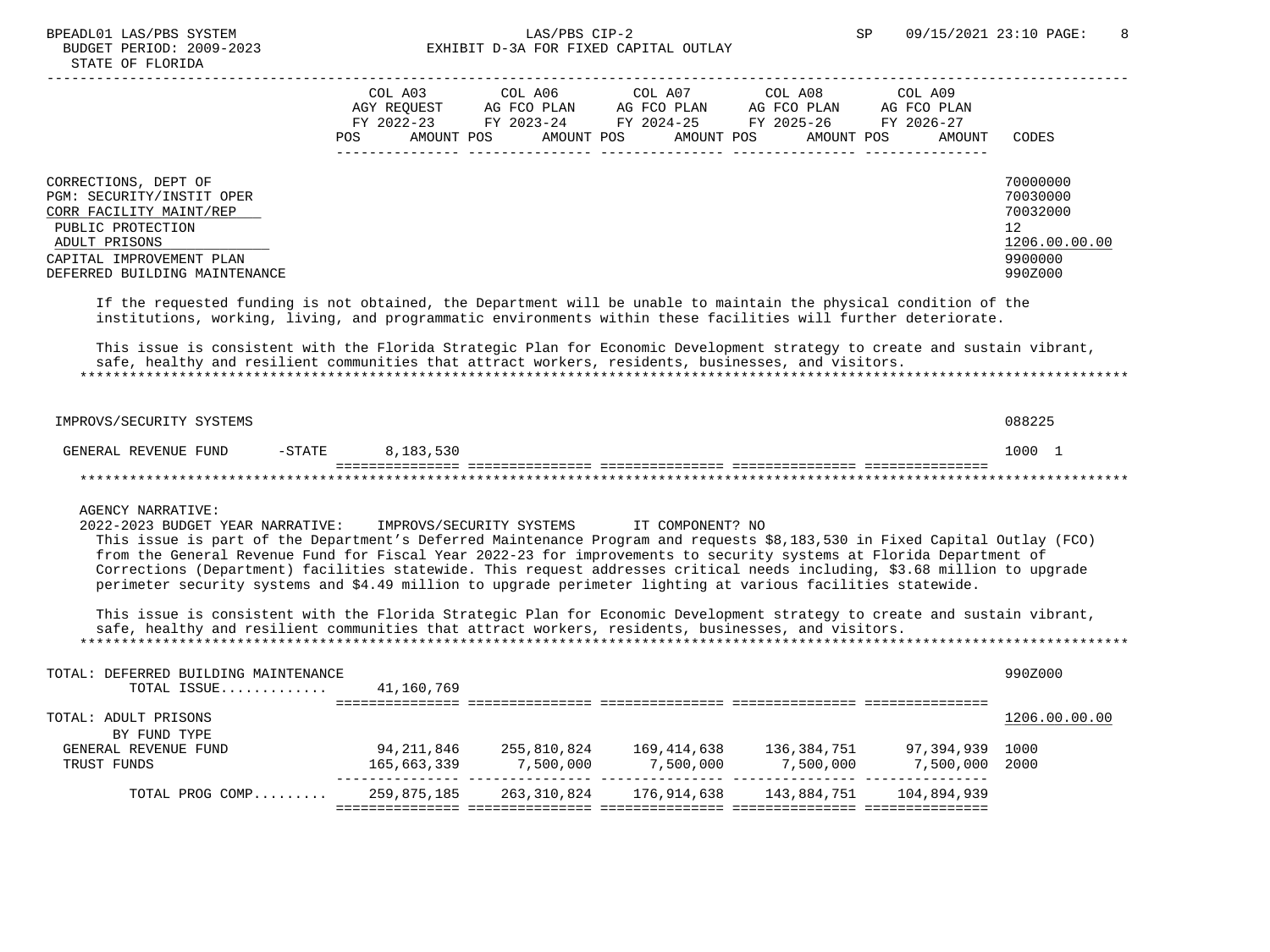BPEADL01 LAS/PBS SYSTEM — LAS/PBS CIP-2 — SP 09/15/2021 23:10

BUDGET PERIOD: 2009-2023 — EXHIBIT D-3A FOR FIXED CAPITAL OUTLAY

STATE OF FLORIDA

| | COL A03 AGY REQUEST FY 2022-23 POS AMOUNT | COL A06 AG FCO PLAN FY 2023-24 POS AMOUNT | COL A07 AG FCO PLAN FY 2024-25 POS AMOUNT | COL A08 AG FCO PLAN FY 2025-26 POS AMOUNT | COL A09 AG FCO PLAN FY 2026-27 POS AMOUNT | CODES |
|---|---|---|---|---|---|---|
| CORRECTIONS, DEPT OF | | | | | | 70000000 |
| PGM: SECURITY/INSTIT OPER | | | | | | 70030000 |
| CORR FACILITY MAINT/REP | | | | | | 70032000 |
| PUBLIC PROTECTION | | | | | | 12 |
| ADULT PRISONS | | | | | | 1206.00.00.00 |
| CAPITAL IMPROVEMENT PLAN | | | | | | 9900000 |
| DEFERRED BUILDING MAINTENANCE | | | | | | 990Z000 |

If the requested funding is not obtained, the Department will be unable to maintain the physical condition of the institutions, working, living, and programmatic environments within these facilities will further deteriorate.

This issue is consistent with the Florida Strategic Plan for Economic Development strategy to create and sustain vibrant, safe, healthy and resilient communities that attract workers, residents, businesses, and visitors.

| | COL A03 | COL A06 | COL A07 | COL A08 | COL A09 | CODES |
|---|---|---|---|---|---|---|
| IMPROVS/SECURITY SYSTEMS | | | | | | 088225 |
| GENERAL REVENUE FUND -STATE | 8,183,530 | | | | | 1000 1 |

AGENCY NARRATIVE:

2022-2023 BUDGET YEAR NARRATIVE: IMPROVS/SECURITY SYSTEMS IT COMPONENT? NO

This issue is part of the Department's Deferred Maintenance Program and requests $8,183,530 in Fixed Capital Outlay (FCO) from the General Revenue Fund for Fiscal Year 2022-23 for improvements to security systems at Florida Department of Corrections (Department) facilities statewide. This request addresses critical needs including, $3.68 million to upgrade perimeter security systems and $4.49 million to upgrade perimeter lighting at various facilities statewide.

This issue is consistent with the Florida Strategic Plan for Economic Development strategy to create and sustain vibrant, safe, healthy and resilient communities that attract workers, residents, businesses, and visitors.

| | COL A03 | COL A06 | COL A07 | COL A08 | COL A09 | CODES |
|---|---|---|---|---|---|---|
| TOTAL: DEFERRED BUILDING MAINTENANCE | | | | | | 990Z000 |
| TOTAL ISSUE............ | 41,160,769 | | | | | |
| TOTAL: ADULT PRISONS | | | | | | 1206.00.00.00 |
| BY FUND TYPE | | | | | | |
| GENERAL REVENUE FUND | 94,211,846 | 255,810,824 | 169,414,638 | 136,384,751 | 97,394,939 | 1000 |
| TRUST FUNDS | 165,663,339 | 7,500,000 | 7,500,000 | 7,500,000 | 7,500,000 | 2000 |
| TOTAL PROG COMP......... | 259,875,185 | 263,310,824 | 176,914,638 | 143,884,751 | 104,894,939 | |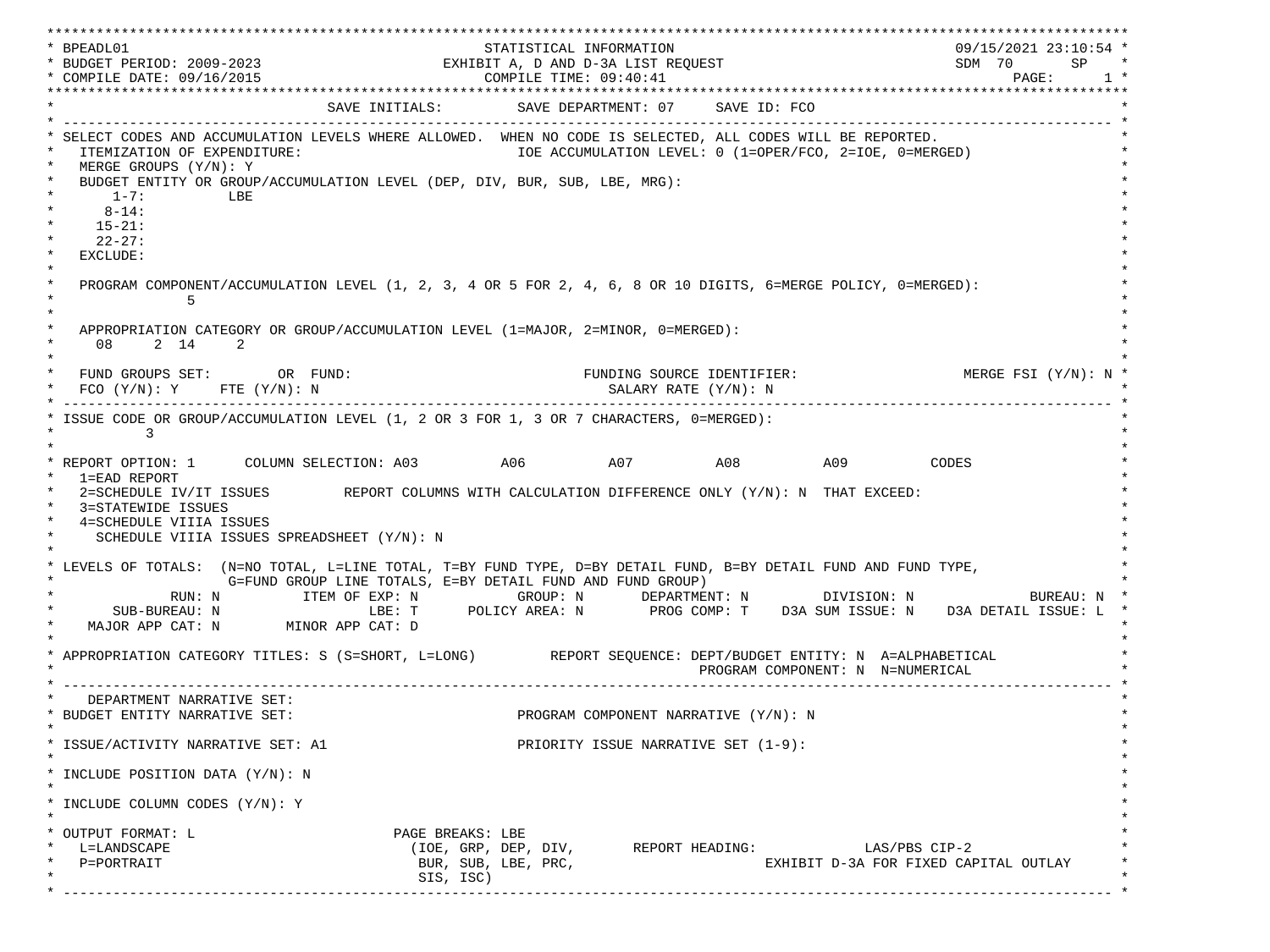```
****************************************************************************************************************************
* BPEADL01                                   STATISTICAL INFORMATION                                  09/15/2021 23:10:54 *
* BUDGET PERIOD: 2009-2023                EXHIBIT A, D AND D-3A LIST REQUEST                            SDM  70      SP    *
* COMPILE DATE: 09/16/2015                        COMPILE TIME: 09:40:41                                        PAGE:     1 *
****************************************************************************************************************************
*                                SAVE INITIALS:         SAVE DEPARTMENT: 07     SAVE ID: FCO                               *
* ------------------------------------------------------------------------------------------------------------------------ *
* SELECT CODES AND ACCUMULATION LEVELS WHERE ALLOWED.  WHEN NO CODE IS SELECTED, ALL CODES WILL BE REPORTED.               *
*   ITEMIZATION OF EXPENDITURE:                          IOE ACCUMULATION LEVEL: 0 (1=OPER/FCO, 2=IOE, 0=MERGED)           *
*   MERGE GROUPS (Y/N): Y                                                                                                  *
*   BUDGET ENTITY OR GROUP/ACCUMULATION LEVEL (DEP, DIV, BUR, SUB, LBE, MRG):                                              *
*       1-7:          LBE                                                                                                  *
*      8-14:                                                                                                               *
*     15-21:                                                                                                               *
*     22-27:                                                                                                               *
*   EXCLUDE:                                                                                                               *
*                                                                                                                          *
*   PROGRAM COMPONENT/ACCUMULATION LEVEL (1, 2, 3, 4 OR 5 FOR 2, 4, 6, 8 OR 10 DIGITS, 6=MERGE POLICY, 0=MERGED):          *
*               5                                                                                                          *
*                                                                                                                          *
*   APPROPRIATION CATEGORY OR GROUP/ACCUMULATION LEVEL (1=MAJOR, 2=MINOR, 0=MERGED):                                       *
*     08     2  14     2                                                                                                   *
*                                                                                                                          *
*   FUND GROUPS SET:        OR  FUND:                           FUNDING SOURCE IDENTIFIER:                 MERGE FSI (Y/N): N *
*   FCO (Y/N): Y     FTE (Y/N): N                                  SALARY RATE (Y/N): N                                    *
* ------------------------------------------------------------------------------------------------------------------------ *
* ISSUE CODE OR GROUP/ACCUMULATION LEVEL (1, 2 OR 3 FOR 1, 3 OR 7 CHARACTERS, 0=MERGED):                                   *
*         3                                                                                                                *
*                                                                                                                          *
* REPORT OPTION: 1      COLUMN SELECTION: A03          A06          A07          A08          A09          CODES           *
*   1=EAD REPORT                                                                                                           *
*   2=SCHEDULE IV/IT ISSUES         REPORT COLUMNS WITH CALCULATION DIFFERENCE ONLY (Y/N): N  THAT EXCEED:                 *
*   3=STATEWIDE ISSUES                                                                                                     *
*   4=SCHEDULE VIIIA ISSUES                                                                                                *
*     SCHEDULE VIIIA ISSUES SPREADSHEET (Y/N): N                                                                           *
*                                                                                                                          *
* LEVELS OF TOTALS:  (N=NO TOTAL, L=LINE TOTAL, T=BY FUND TYPE, D=BY DETAIL FUND, B=BY DETAIL FUND AND FUND TYPE,          *
*                     G=FUND GROUP LINE TOTALS, E=BY DETAIL FUND AND FUND GROUP)                                           *
*              RUN: N          ITEM OF EXP: N            GROUP: N       DEPARTMENT: N         DIVISION: N             BUREAU: N *
*       SUB-BUREAU: N                  LBE: T      POLICY AREA: N       PROG COMP: T    D3A SUM ISSUE: N    D3A DETAIL ISSUE: L *
*    MAJOR APP CAT: N        MINOR APP CAT: D                                                                              *
*                                                                                                                          *
* APPROPRIATION CATEGORY TITLES: S (S=SHORT, L=LONG)         REPORT SEQUENCE: DEPT/BUDGET ENTITY: N  A=ALPHABETICAL        *
*                                                                                  PROGRAM COMPONENT: N  N=NUMERICAL       *
* ------------------------------------------------------------------------------------------------------------------------ *
*    DEPARTMENT NARRATIVE SET:                                                                                             *
* BUDGET ENTITY NARRATIVE SET:                           PROGRAM COMPONENT NARRATIVE (Y/N): N                              *
*                                                                                                                          *
* ISSUE/ACTIVITY NARRATIVE SET: A1                       PRIORITY ISSUE NARRATIVE SET (1-9):                               *
*                                                                                                                          *
* INCLUDE POSITION DATA (Y/N): N                                                                                           *
*                                                                                                                          *
* INCLUDE COLUMN CODES (Y/N): Y                                                                                            *
*                                                                                                                          *
* OUTPUT FORMAT: L                        PAGE BREAKS: LBE                                                                 *
*   L=LANDSCAPE                            (IOE, GRP, DEP, DIV,       REPORT HEADING:             LAS/PBS CIP-2            *
*   P=PORTRAIT                              BUR, SUB, LBE, PRC,                        EXHIBIT D-3A FOR FIXED CAPITAL OUTLAY *
*                                           SIS, ISC)                                                                      *
* ------------------------------------------------------------------------------------------------------------------------ *
```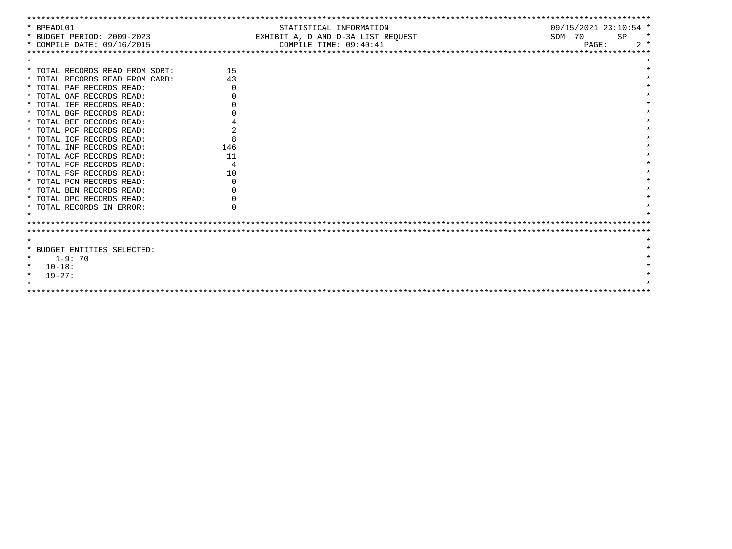```
****************************************************************************************************************************
* BPEADL01                                        STATISTICAL INFORMATION                              09/15/2021 23:10:54 *
* BUDGET PERIOD: 2009-2023                   EXHIBIT A, D AND D-3A LIST REQUEST                        SDM 70      SP      *
* COMPILE DATE: 09/16/2015                         COMPILE TIME: 09:40:41                                     PAGE:      2 *
****************************************************************************************************************************
*                                                                                                                          *
* TOTAL RECORDS READ FROM SORT:          15                                                                                *
* TOTAL RECORDS READ FROM CARD:          43                                                                                *
* TOTAL PAF RECORDS READ:                 0                                                                                *
* TOTAL OAF RECORDS READ:                 0                                                                                *
* TOTAL IEF RECORDS READ:                 0                                                                                *
* TOTAL BGF RECORDS READ:                 0                                                                                *
* TOTAL BEF RECORDS READ:                 4                                                                                *
* TOTAL PCF RECORDS READ:                 2                                                                                *
* TOTAL ICF RECORDS READ:                 8                                                                                *
* TOTAL INF RECORDS READ:               146                                                                                *
* TOTAL ACF RECORDS READ:                11                                                                                *
* TOTAL FCF RECORDS READ:                 4                                                                                *
* TOTAL FSF RECORDS READ:                10                                                                                *
* TOTAL PCN RECORDS READ:                 0                                                                                *
* TOTAL BEN RECORDS READ:                 0                                                                                *
* TOTAL DPC RECORDS READ:                 0                                                                                *
* TOTAL RECORDS IN ERROR:                 0                                                                                *
*                                                                                                                          *
****************************************************************************************************************************
****************************************************************************************************************************
*                                                                                                                          *
* BUDGET ENTITIES SELECTED:                                                                                                *
*     1-9: 70                                                                                                              *
*   10-18:                                                                                                                 *
*   19-27:                                                                                                                 *
*                                                                                                                          *
****************************************************************************************************************************
```